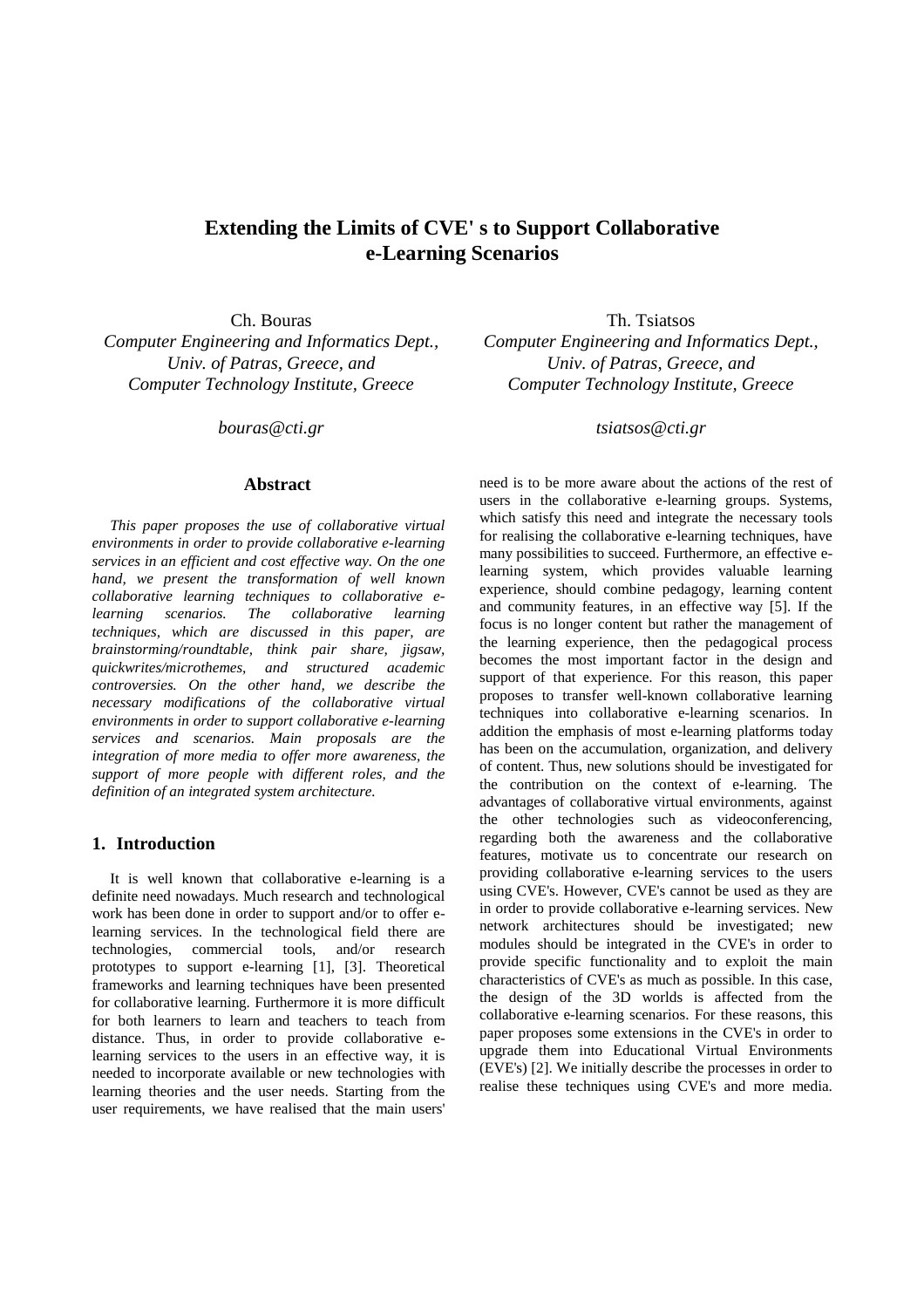# Extending the Limits of CVE' s to Support Collaborative e-Learning Scenarios

Ch. Bouras
*Computer Engineering and Informatics Dept., Univ. of Patras, Greece, and Computer Technology Institute, Greece*
*bouras@cti.gr*

Th. Tsiatsos
*Computer Engineering and Informatics Dept., Univ. of Patras, Greece, and Computer Technology Institute, Greece*
*tsiatsos@cti.gr*

## Abstract

*This paper proposes the use of collaborative virtual environments in order to provide collaborative e-learning services in an efficient and cost effective way. On the one hand, we present the transformation of well known collaborative learning techniques to collaborative e-learning scenarios. The collaborative learning techniques, which are discussed in this paper, are brainstorming/roundtable, think pair share, jigsaw, quickwrites/microthemes, and structured academic controversies. On the other hand, we describe the necessary modifications of the collaborative virtual environments in order to support collaborative e-learning services and scenarios. Main proposals are the integration of more media to offer more awareness, the support of more people with different roles, and the definition of an integrated system architecture.*

## 1. Introduction

It is well known that collaborative e-learning is a definite need nowadays. Much research and technological work has been done in order to support and/or to offer e-learning services. In the technological field there are technologies, commercial tools, and/or research prototypes to support e-learning [1], [3]. Theoretical frameworks and learning techniques have been presented for collaborative learning. Furthermore it is more difficult for both learners to learn and teachers to teach from distance. Thus, in order to provide collaborative e-learning services to the users in an effective way, it is needed to incorporate available or new technologies with learning theories and the user needs. Starting from the user requirements, we have realised that the main users' need is to be more aware about the actions of the rest of users in the collaborative e-learning groups. Systems, which satisfy this need and integrate the necessary tools for realising the collaborative e-learning techniques, have many possibilities to succeed. Furthermore, an effective e-learning system, which provides valuable learning experience, should combine pedagogy, learning content and community features, in an effective way [5]. If the focus is no longer content but rather the management of the learning experience, then the pedagogical process becomes the most important factor in the design and support of that experience. For this reason, this paper proposes to transfer well-known collaborative learning techniques into collaborative e-learning scenarios. In addition the emphasis of most e-learning platforms today has been on the accumulation, organization, and delivery of content. Thus, new solutions should be investigated for the contribution on the context of e-learning. The advantages of collaborative virtual environments, against the other technologies such as videoconferencing, regarding both the awareness and the collaborative features, motivate us to concentrate our research on providing collaborative e-learning services to the users using CVE's. However, CVE's cannot be used as they are in order to provide collaborative e-learning services. New network architectures should be investigated; new modules should be integrated in the CVE's in order to provide specific functionality and to exploit the main characteristics of CVE's as much as possible. In this case, the design of the 3D worlds is affected from the collaborative e-learning scenarios. For these reasons, this paper proposes some extensions in the CVE's in order to upgrade them into Educational Virtual Environments (EVE's) [2]. We initially describe the processes in order to realise these techniques using CVE's and more media.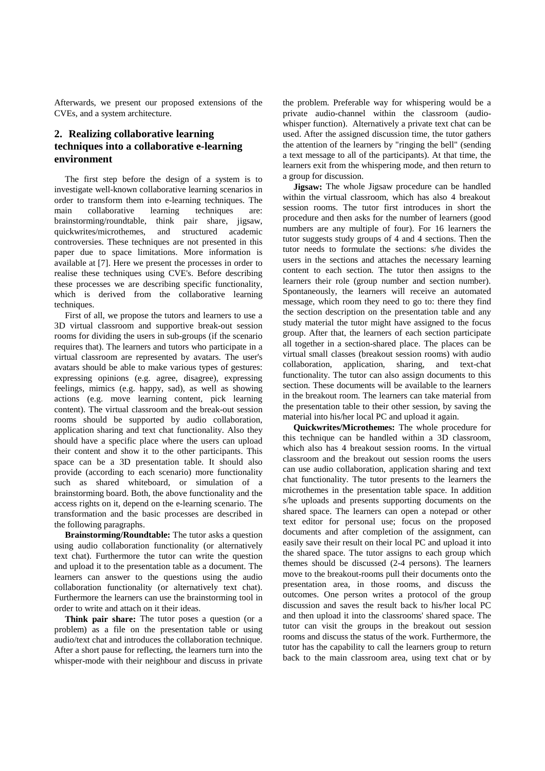Afterwards, we present our proposed extensions of the CVEs, and a system architecture.

## 2. Realizing collaborative learning techniques into a collaborative e-learning environment

The first step before the design of a system is to investigate well-known collaborative learning scenarios in order to transform them into e-learning techniques. The main collaborative learning techniques are: brainstorming/roundtable, think pair share, jigsaw, quickwrites/microthemes, and structured academic controversies. These techniques are not presented in this paper due to space limitations. More information is available at [7]. Here we present the processes in order to realise these techniques using CVE's. Before describing these processes we are describing specific functionality, which is derived from the collaborative learning techniques.

First of all, we propose the tutors and learners to use a 3D virtual classroom and supportive break-out session rooms for dividing the users in sub-groups (if the scenario requires that). The learners and tutors who participate in a virtual classroom are represented by avatars. The user's avatars should be able to make various types of gestures: expressing opinions (e.g. agree, disagree), expressing feelings, mimics (e.g. happy, sad), as well as showing actions (e.g. move learning content, pick learning content). The virtual classroom and the break-out session rooms should be supported by audio collaboration, application sharing and text chat functionality. Also they should have a specific place where the users can upload their content and show it to the other participants. This space can be a 3D presentation table. It should also provide (according to each scenario) more functionality such as shared whiteboard, or simulation of a brainstorming board. Both, the above functionality and the access rights on it, depend on the e-learning scenario. The transformation and the basic processes are described in the following paragraphs.

**Brainstorming/Roundtable:** The tutor asks a question using audio collaboration functionality (or alternatively text chat). Furthermore the tutor can write the question and upload it to the presentation table as a document. The learners can answer to the questions using the audio collaboration functionality (or alternatively text chat). Furthermore the learners can use the brainstorming tool in order to write and attach on it their ideas.

**Think pair share:** The tutor poses a question (or a problem) as a file on the presentation table or using audio/text chat and introduces the collaboration technique. After a short pause for reflecting, the learners turn into the whisper-mode with their neighbour and discuss in private the problem. Preferable way for whispering would be a private audio-channel within the classroom (audio-whisper function). Alternatively a private text chat can be used. After the assigned discussion time, the tutor gathers the attention of the learners by "ringing the bell" (sending a text message to all of the participants). At that time, the learners exit from the whispering mode, and then return to a group for discussion.

**Jigsaw:** The whole Jigsaw procedure can be handled within the virtual classroom, which has also 4 breakout session rooms. The tutor first introduces in short the procedure and then asks for the number of learners (good numbers are any multiple of four). For 16 learners the tutor suggests study groups of 4 and 4 sections. Then the tutor needs to formulate the sections: s/he divides the users in the sections and attaches the necessary learning content to each section. The tutor then assigns to the learners their role (group number and section number). Spontaneously, the learners will receive an automated message, which room they need to go to: there they find the section description on the presentation table and any study material the tutor might have assigned to the focus group. After that, the learners of each section participate all together in a section-shared place. The places can be virtual small classes (breakout session rooms) with audio collaboration, application, sharing, and text-chat functionality. The tutor can also assign documents to this section. These documents will be available to the learners in the breakout room. The learners can take material from the presentation table to their other session, by saving the material into his/her local PC and upload it again.

**Quickwrites/Microthemes:** The whole procedure for this technique can be handled within a 3D classroom, which also has 4 breakout session rooms. In the virtual classroom and the breakout out session rooms the users can use audio collaboration, application sharing and text chat functionality. The tutor presents to the learners the microthemes in the presentation table space. In addition s/he uploads and presents supporting documents on the shared space. The learners can open a notepad or other text editor for personal use; focus on the proposed documents and after completion of the assignment, can easily save their result on their local PC and upload it into the shared space. The tutor assigns to each group which themes should be discussed (2-4 persons). The learners move to the breakout-rooms pull their documents onto the presentation area, in those rooms, and discuss the outcomes. One person writes a protocol of the group discussion and saves the result back to his/her local PC and then upload it into the classrooms' shared space. The tutor can visit the groups in the breakout out session rooms and discuss the status of the work. Furthermore, the tutor has the capability to call the learners group to return back to the main classroom area, using text chat or by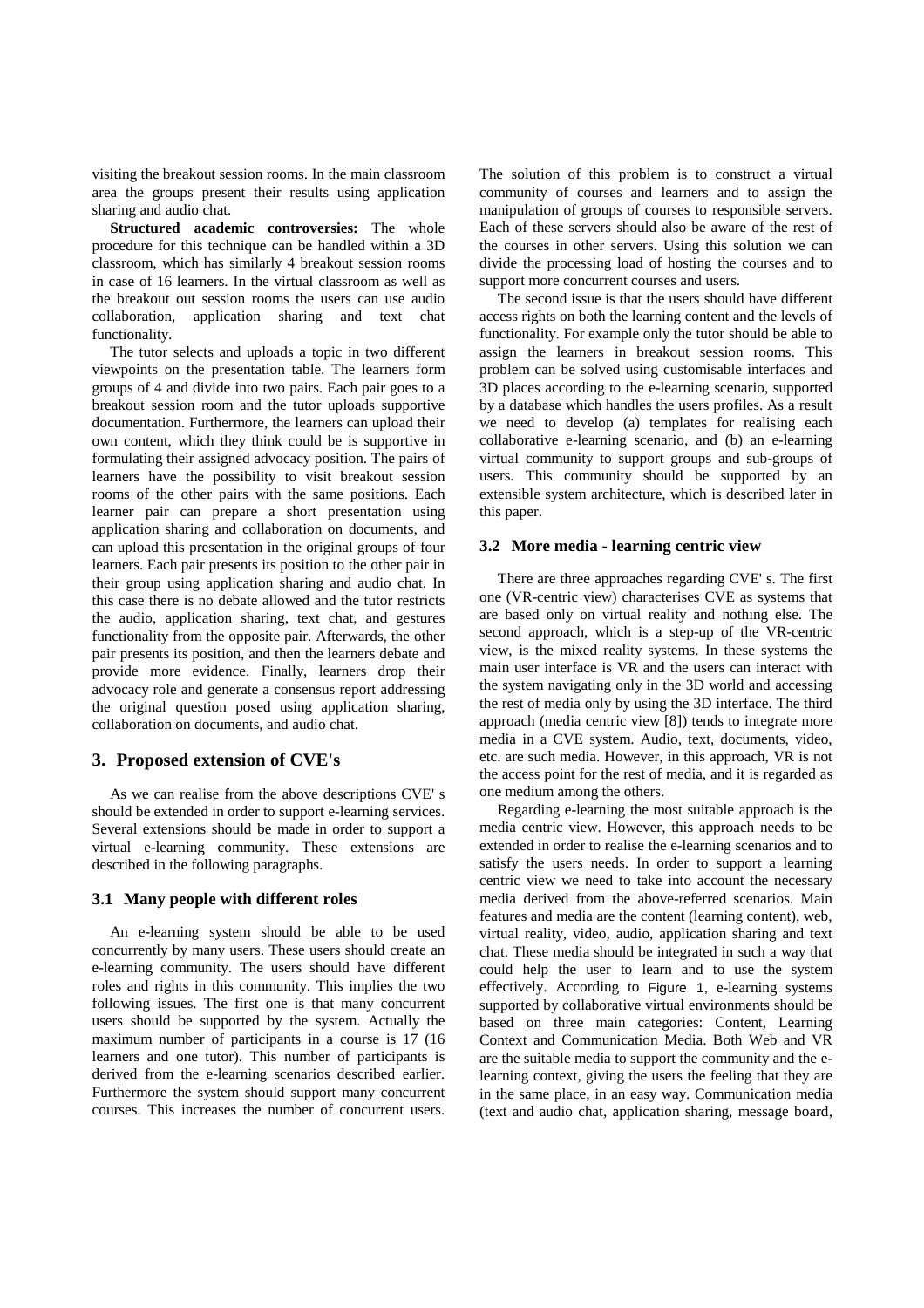visiting the breakout session rooms. In the main classroom area the groups present their results using application sharing and audio chat.

**Structured academic controversies:** The whole procedure for this technique can be handled within a 3D classroom, which has similarly 4 breakout session rooms in case of 16 learners. In the virtual classroom as well as the breakout out session rooms the users can use audio collaboration, application sharing and text chat functionality.

The tutor selects and uploads a topic in two different viewpoints on the presentation table. The learners form groups of 4 and divide into two pairs. Each pair goes to a breakout session room and the tutor uploads supportive documentation. Furthermore, the learners can upload their own content, which they think could be is supportive in formulating their assigned advocacy position. The pairs of learners have the possibility to visit breakout session rooms of the other pairs with the same positions. Each learner pair can prepare a short presentation using application sharing and collaboration on documents, and can upload this presentation in the original groups of four learners. Each pair presents its position to the other pair in their group using application sharing and audio chat. In this case there is no debate allowed and the tutor restricts the audio, application sharing, text chat, and gestures functionality from the opposite pair. Afterwards, the other pair presents its position, and then the learners debate and provide more evidence. Finally, learners drop their advocacy role and generate a consensus report addressing the original question posed using application sharing, collaboration on documents, and audio chat.

## 3. Proposed extension of CVE's

As we can realise from the above descriptions CVE' s should be extended in order to support e-learning services. Several extensions should be made in order to support a virtual e-learning community. These extensions are described in the following paragraphs.

### 3.1 Many people with different roles

An e-learning system should be able to be used concurrently by many users. These users should create an e-learning community. The users should have different roles and rights in this community. This implies the two following issues. The first one is that many concurrent users should be supported by the system. Actually the maximum number of participants in a course is 17 (16 learners and one tutor). This number of participants is derived from the e-learning scenarios described earlier. Furthermore the system should support many concurrent courses. This increases the number of concurrent users. The solution of this problem is to construct a virtual community of courses and learners and to assign the manipulation of groups of courses to responsible servers. Each of these servers should also be aware of the rest of the courses in other servers. Using this solution we can divide the processing load of hosting the courses and to support more concurrent courses and users.

The second issue is that the users should have different access rights on both the learning content and the levels of functionality. For example only the tutor should be able to assign the learners in breakout session rooms. This problem can be solved using customisable interfaces and 3D places according to the e-learning scenario, supported by a database which handles the users profiles. As a result we need to develop (a) templates for realising each collaborative e-learning scenario, and (b) an e-learning virtual community to support groups and sub-groups of users. This community should be supported by an extensible system architecture, which is described later in this paper.

### 3.2 More media - learning centric view

There are three approaches regarding CVE' s. The first one (VR-centric view) characterises CVE as systems that are based only on virtual reality and nothing else. The second approach, which is a step-up of the VR-centric view, is the mixed reality systems. In these systems the main user interface is VR and the users can interact with the system navigating only in the 3D world and accessing the rest of media only by using the 3D interface. The third approach (media centric view [8]) tends to integrate more media in a CVE system. Audio, text, documents, video, etc. are such media. However, in this approach, VR is not the access point for the rest of media, and it is regarded as one medium among the others.

Regarding e-learning the most suitable approach is the media centric view. However, this approach needs to be extended in order to realise the e-learning scenarios and to satisfy the users needs. In order to support a learning centric view we need to take into account the necessary media derived from the above-referred scenarios. Main features and media are the content (learning content), web, virtual reality, video, audio, application sharing and text chat. These media should be integrated in such a way that could help the user to learn and to use the system effectively. According to Figure 1, e-learning systems supported by collaborative virtual environments should be based on three main categories: Content, Learning Context and Communication Media. Both Web and VR are the suitable media to support the community and the e-learning context, giving the users the feeling that they are in the same place, in an easy way. Communication media (text and audio chat, application sharing, message board,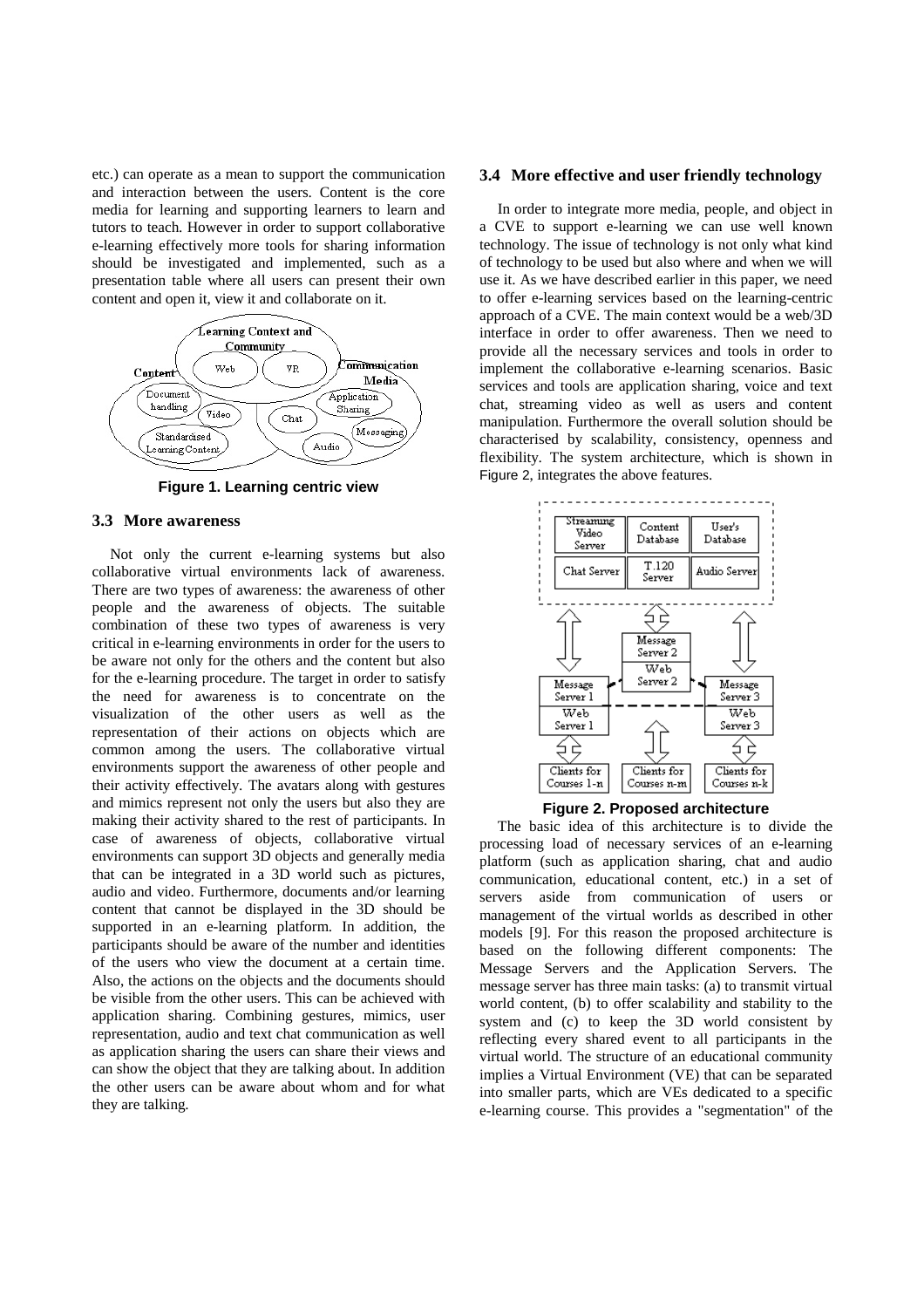etc.) can operate as a mean to support the communication and interaction between the users. Content is the core media for learning and supporting learners to learn and tutors to teach. However in order to support collaborative e-learning effectively more tools for sharing information should be investigated and implemented, such as a presentation table where all users can present their own content and open it, view it and collaborate on it.

**Figure 1. Learning centric view**

### 3.3 More awareness

Not only the current e-learning systems but also collaborative virtual environments lack of awareness. There are two types of awareness: the awareness of other people and the awareness of objects. The suitable combination of these two types of awareness is very critical in e-learning environments in order for the users to be aware not only for the others and the content but also for the e-learning procedure. The target in order to satisfy the need for awareness is to concentrate on the visualization of the other users as well as the representation of their actions on objects which are common among the users. The collaborative virtual environments support the awareness of other people and their activity effectively. The avatars along with gestures and mimics represent not only the users but also they are making their activity shared to the rest of participants. In case of awareness of objects, collaborative virtual environments can support 3D objects and generally media that can be integrated in a 3D world such as pictures, audio and video. Furthermore, documents and/or learning content that cannot be displayed in the 3D should be supported in an e-learning platform. In addition, the participants should be aware of the number and identities of the users who view the document at a certain time. Also, the actions on the objects and the documents should be visible from the other users. This can be achieved with application sharing. Combining gestures, mimics, user representation, audio and text chat communication as well as application sharing the users can share their views and can show the object that they are talking about. In addition the other users can be aware about whom and for what they are talking.

### 3.4 More effective and user friendly technology

In order to integrate more media, people, and object in a CVE to support e-learning we can use well known technology. The issue of technology is not only what kind of technology to be used but also where and when we will use it. As we have described earlier in this paper, we need to offer e-learning services based on the learning-centric approach of a CVE. The main context would be a web/3D interface in order to offer awareness. Then we need to provide all the necessary services and tools in order to implement the collaborative e-learning scenarios. Basic services and tools are application sharing, voice and text chat, streaming video as well as users and content manipulation. Furthermore the overall solution should be characterised by scalability, consistency, openness and flexibility. The system architecture, which is shown in Figure 2, integrates the above features.

**Figure 2. Proposed architecture**

The basic idea of this architecture is to divide the processing load of necessary services of an e-learning platform (such as application sharing, chat and audio communication, educational content, etc.) in a set of servers aside from communication of users or management of the virtual worlds as described in other models [9]. For this reason the proposed architecture is based on the following different components: The Message Servers and the Application Servers. The message server has three main tasks: (a) to transmit virtual world content, (b) to offer scalability and stability to the system and (c) to keep the 3D world consistent by reflecting every shared event to all participants in the virtual world. The structure of an educational community implies a Virtual Environment (VE) that can be separated into smaller parts, which are VEs dedicated to a specific e-learning course. This provides a "segmentation" of the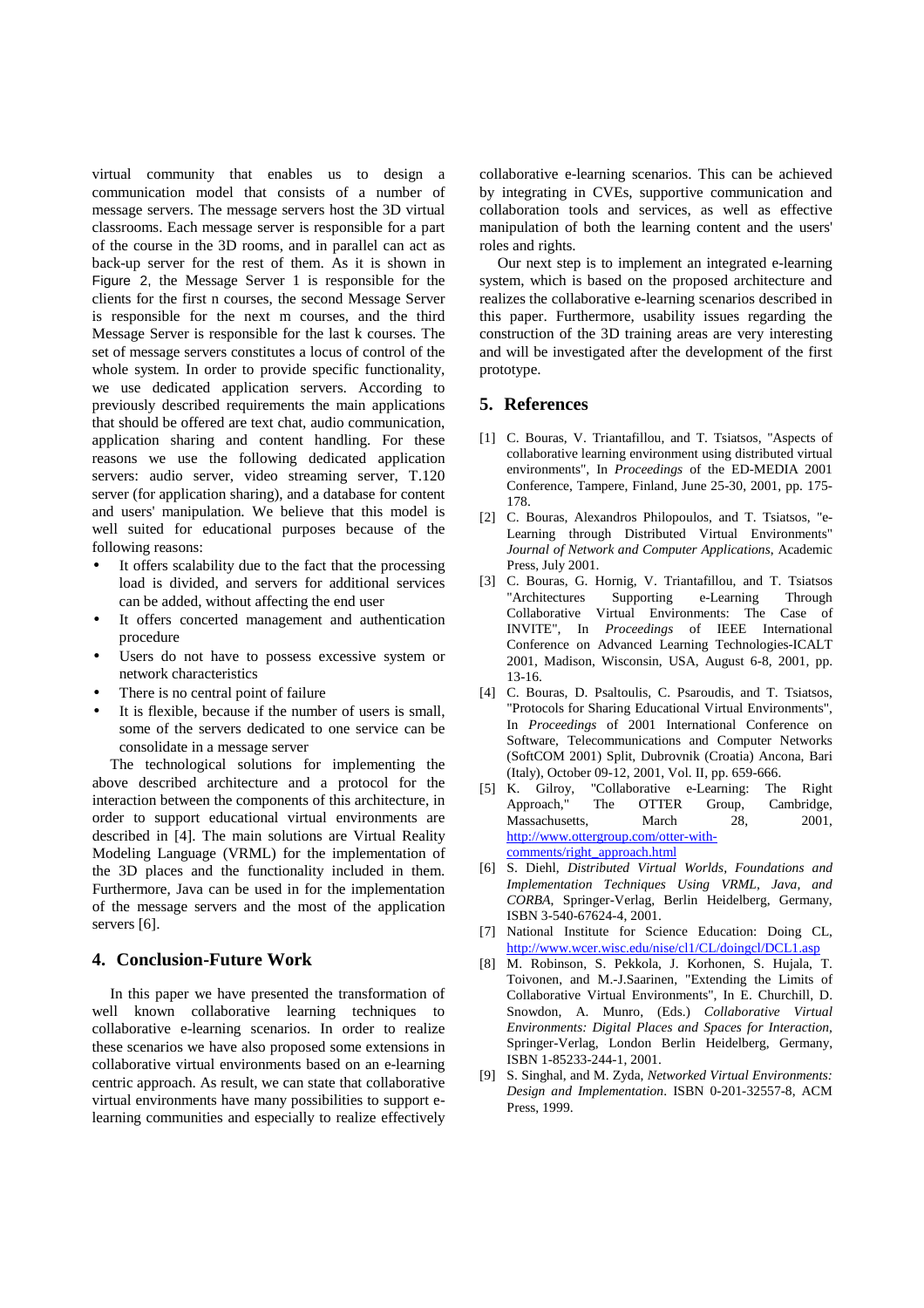virtual community that enables us to design a communication model that consists of a number of message servers. The message servers host the 3D virtual classrooms. Each message server is responsible for a part of the course in the 3D rooms, and in parallel can act as back-up server for the rest of them. As it is shown in Figure 2, the Message Server 1 is responsible for the clients for the first n courses, the second Message Server is responsible for the next m courses, and the third Message Server is responsible for the last k courses. The set of message servers constitutes a locus of control of the whole system. In order to provide specific functionality, we use dedicated application servers. According to previously described requirements the main applications that should be offered are text chat, audio communication, application sharing and content handling. For these reasons we use the following dedicated application servers: audio server, video streaming server, T.120 server (for application sharing), and a database for content and users' manipulation. We believe that this model is well suited for educational purposes because of the following reasons:

- It offers scalability due to the fact that the processing load is divided, and servers for additional services can be added, without affecting the end user
- It offers concerted management and authentication procedure
- Users do not have to possess excessive system or network characteristics
- There is no central point of failure
- It is flexible, because if the number of users is small, some of the servers dedicated to one service can be consolidate in a message server

The technological solutions for implementing the above described architecture and a protocol for the interaction between the components of this architecture, in order to support educational virtual environments are described in [4]. The main solutions are Virtual Reality Modeling Language (VRML) for the implementation of the 3D places and the functionality included in them. Furthermore, Java can be used in for the implementation of the message servers and the most of the application servers [6].

## 4. Conclusion-Future Work

In this paper we have presented the transformation of well known collaborative learning techniques to collaborative e-learning scenarios. In order to realize these scenarios we have also proposed some extensions in collaborative virtual environments based on an e-learning centric approach. As result, we can state that collaborative virtual environments have many possibilities to support e-learning communities and especially to realize effectively collaborative e-learning scenarios. This can be achieved by integrating in CVEs, supportive communication and collaboration tools and services, as well as effective manipulation of both the learning content and the users' roles and rights.

Our next step is to implement an integrated e-learning system, which is based on the proposed architecture and realizes the collaborative e-learning scenarios described in this paper. Furthermore, usability issues regarding the construction of the 3D training areas are very interesting and will be investigated after the development of the first prototype.

## 5. References

[1] C. Bouras, V. Triantafillou, and T. Tsiatsos, "Aspects of collaborative learning environment using distributed virtual environments", In *Proceedings* of the ED-MEDIA 2001 Conference, Tampere, Finland, June 25-30, 2001, pp. 175-178.

[2] C. Bouras, Alexandros Philopoulos, and T. Tsiatsos, "e-Learning through Distributed Virtual Environments" *Journal of Network and Computer Applications*, Academic Press, July 2001.

[3] C. Bouras, G. Hornig, V. Triantafillou, and T. Tsiatsos "Architectures Supporting e-Learning Through Collaborative Virtual Environments: The Case of INVITE", In *Proceedings* of IEEE International Conference on Advanced Learning Technologies-ICALT 2001, Madison, Wisconsin, USA, August 6-8, 2001, pp. 13-16.

[4] C. Bouras, D. Psaltoulis, C. Psaroudis, and T. Tsiatsos, "Protocols for Sharing Educational Virtual Environments", In *Proceedings* of 2001 International Conference on Software, Telecommunications and Computer Networks (SoftCOM 2001) Split, Dubrovnik (Croatia) Ancona, Bari (Italy), October 09-12, 2001, Vol. II, pp. 659-666.

[5] K. Gilroy, "Collaborative e-Learning: The Right Approach," The OTTER Group, Cambridge, Massachusetts, March 28, 2001, http://www.ottergroup.com/otter-with-comments/right_approach.html

[6] S. Diehl, *Distributed Virtual Worlds, Foundations and Implementation Techniques Using VRML, Java, and CORBA*, Springer-Verlag, Berlin Heidelberg, Germany, ISBN 3-540-67624-4, 2001.

[7] National Institute for Science Education: Doing CL, http://www.wcer.wisc.edu/nise/cl1/CL/doingcl/DCL1.asp

[8] M. Robinson, S. Pekkola, J. Korhonen, S. Hujala, T. Toivonen, and M.-J.Saarinen, "Extending the Limits of Collaborative Virtual Environments", In E. Churchill, D. Snowdon, A. Munro, (Eds.) *Collaborative Virtual Environments: Digital Places and Spaces for Interaction*, Springer-Verlag, London Berlin Heidelberg, Germany, ISBN 1-85233-244-1, 2001.

[9] S. Singhal, and M. Zyda, *Networked Virtual Environments: Design and Implementation*. ISBN 0-201-32557-8, ACM Press, 1999.